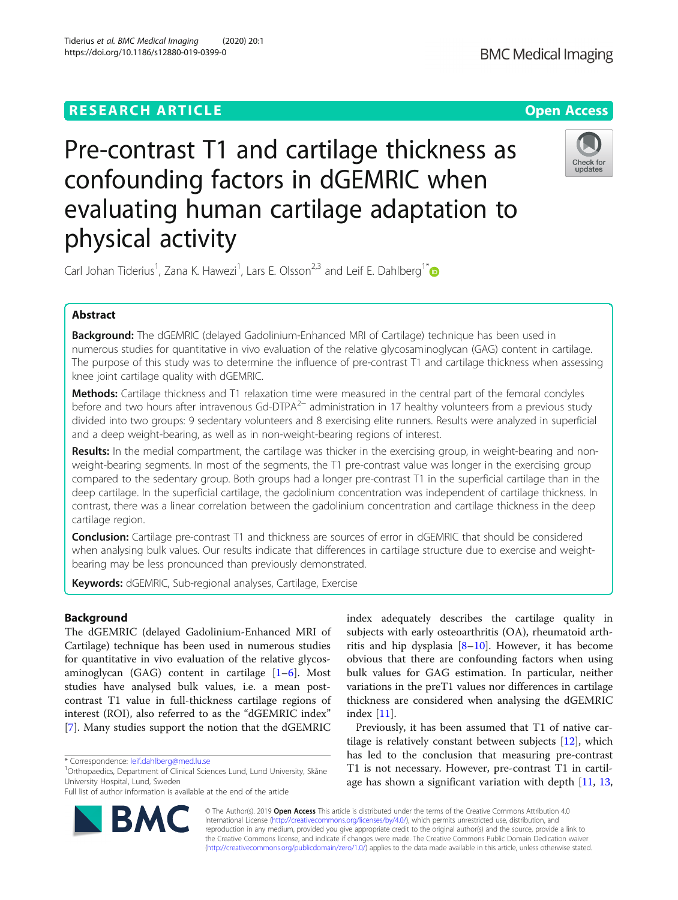RESEARCH ARTICLE

Open Access

# Pre-contrast T1 and cartilage thickness as confounding factors in dGEMRIC when evaluating human cartilage adaptation to physical activity

Carl Johan Tiderius[1], Zana K. Hawezi[1], Lars E. Olsson[2,3] and Leif E. Dahlberg[1]*

## Abstract

**Background:** The dGEMRIC (delayed Gadolinium-Enhanced MRI of Cartilage) technique has been used in numerous studies for quantitative in vivo evaluation of the relative glycosaminoglycan (GAG) content in cartilage. The purpose of this study was to determine the influence of pre-contrast T1 and cartilage thickness when assessing knee joint cartilage quality with dGEMRIC.

**Methods:** Cartilage thickness and T1 relaxation time were measured in the central part of the femoral condyles before and two hours after intravenous Gd-DTPA$^{2-}$ administration in 17 healthy volunteers from a previous study divided into two groups: 9 sedentary volunteers and 8 exercising elite runners. Results were analyzed in superficial and a deep weight-bearing, as well as in non-weight-bearing regions of interest.

**Results:** In the medial compartment, the cartilage was thicker in the exercising group, in weight-bearing and non-weight-bearing segments. In most of the segments, the T1 pre-contrast value was longer in the exercising group compared to the sedentary group. Both groups had a longer pre-contrast T1 in the superficial cartilage than in the deep cartilage. In the superficial cartilage, the gadolinium concentration was independent of cartilage thickness. In contrast, there was a linear correlation between the gadolinium concentration and cartilage thickness in the deep cartilage region.

**Conclusion:** Cartilage pre-contrast T1 and thickness are sources of error in dGEMRIC that should be considered when analysing bulk values. Our results indicate that differences in cartilage structure due to exercise and weight-bearing may be less pronounced than previously demonstrated.

**Keywords:** dGEMRIC, Sub-regional analyses, Cartilage, Exercise

## Background

The dGEMRIC (delayed Gadolinium-Enhanced MRI of Cartilage) technique has been used in numerous studies for quantitative in vivo evaluation of the relative glycosaminoglycan (GAG) content in cartilage [1–6]. Most studies have analysed bulk values, i.e. a mean post-contrast T1 value in full-thickness cartilage regions of interest (ROI), also referred to as the "dGEMRIC index" [7]. Many studies support the notion that the dGEMRIC index adequately describes the cartilage quality in subjects with early osteoarthritis (OA), rheumatoid arthritis and hip dysplasia [8–10]. However, it has become obvious that there are confounding factors when using bulk values for GAG estimation. In particular, neither variations in the preT1 values nor differences in cartilage thickness are considered when analysing the dGEMRIC index [11].

Previously, it has been assumed that T1 of native cartilage is relatively constant between subjects [12], which has led to the conclusion that measuring pre-contrast T1 is not necessary. However, pre-contrast T1 in cartilage has shown a significant variation with depth [11, 13,

* Correspondence: leif.dahlberg@med.lu.se
[1]Orthopaedics, Department of Clinical Sciences Lund, Lund University, Skåne University Hospital, Lund, Sweden
Full list of author information is available at the end of the article

© The Author(s). 2019 **Open Access** This article is distributed under the terms of the Creative Commons Attribution 4.0 International License (http://creativecommons.org/licenses/by/4.0/), which permits unrestricted use, distribution, and reproduction in any medium, provided you give appropriate credit to the original author(s) and the source, provide a link to the Creative Commons license, and indicate if changes were made. The Creative Commons Public Domain Dedication waiver (http://creativecommons.org/publicdomain/zero/1.0/) applies to the data made available in this article, unless otherwise stated.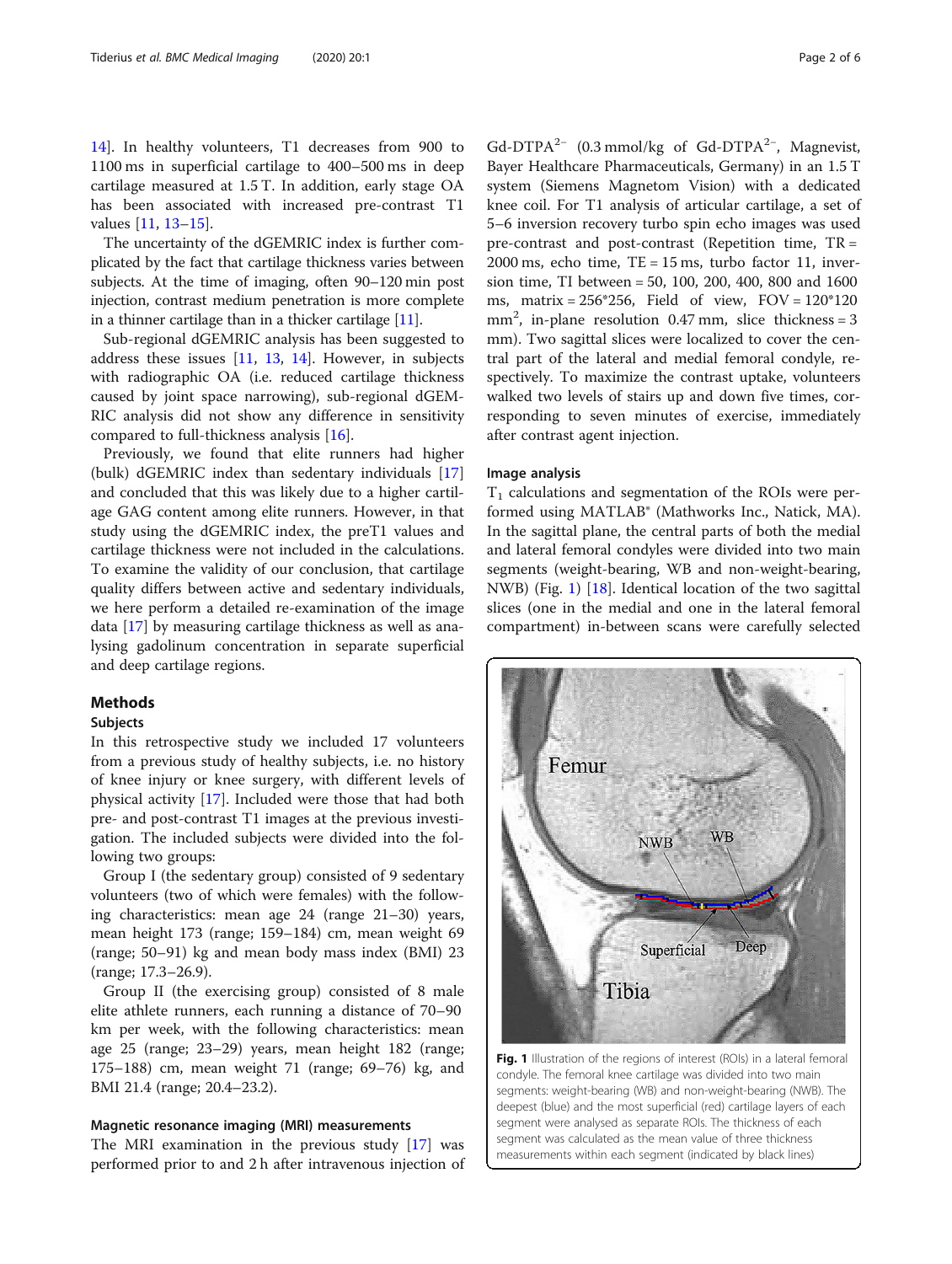14]. In healthy volunteers, T1 decreases from 900 to 1100 ms in superficial cartilage to 400–500 ms in deep cartilage measured at 1.5 T. In addition, early stage OA has been associated with increased pre-contrast T1 values [11, 13–15].

The uncertainty of the dGEMRIC index is further complicated by the fact that cartilage thickness varies between subjects. At the time of imaging, often 90–120 min post injection, contrast medium penetration is more complete in a thinner cartilage than in a thicker cartilage [11].

Sub-regional dGEMRIC analysis has been suggested to address these issues [11, 13, 14]. However, in subjects with radiographic OA (i.e. reduced cartilage thickness caused by joint space narrowing), sub-regional dGEMRIC analysis did not show any difference in sensitivity compared to full-thickness analysis [16].

Previously, we found that elite runners had higher (bulk) dGEMRIC index than sedentary individuals [17] and concluded that this was likely due to a higher cartilage GAG content among elite runners. However, in that study using the dGEMRIC index, the preT1 values and cartilage thickness were not included in the calculations. To examine the validity of our conclusion, that cartilage quality differs between active and sedentary individuals, we here perform a detailed re-examination of the image data [17] by measuring cartilage thickness as well as analysing gadolinum concentration in separate superficial and deep cartilage regions.

## Methods

### Subjects

In this retrospective study we included 17 volunteers from a previous study of healthy subjects, i.e. no history of knee injury or knee surgery, with different levels of physical activity [17]. Included were those that had both pre- and post-contrast T1 images at the previous investigation. The included subjects were divided into the following two groups:

Group I (the sedentary group) consisted of 9 sedentary volunteers (two of which were females) with the following characteristics: mean age 24 (range 21–30) years, mean height 173 (range; 159–184) cm, mean weight 69 (range; 50–91) kg and mean body mass index (BMI) 23 (range; 17.3–26.9).

Group II (the exercising group) consisted of 8 male elite athlete runners, each running a distance of 70–90 km per week, with the following characteristics: mean age 25 (range; 23–29) years, mean height 182 (range; 175–188) cm, mean weight 71 (range; 69–76) kg, and BMI 21.4 (range; 20.4–23.2).

### Magnetic resonance imaging (MRI) measurements

The MRI examination in the previous study [17] was performed prior to and 2 h after intravenous injection of $Gd\text{-}DTPA^{2-}$ (0.3 mmol/kg of $Gd\text{-}DTPA^{2-}$, Magnevist, Bayer Healthcare Pharmaceuticals, Germany) in an 1.5 T system (Siemens Magnetom Vision) with a dedicated knee coil. For T1 analysis of articular cartilage, a set of 5–6 inversion recovery turbo spin echo images was used pre-contrast and post-contrast (Repetition time, TR = 2000 ms, echo time, TE = 15 ms, turbo factor 11, inversion time, TI between = 50, 100, 200, 400, 800 and 1600 ms, matrix = 256*256, Field of view, FOV = 120*120 mm$^2$, in-plane resolution 0.47 mm, slice thickness = 3 mm). Two sagittal slices were localized to cover the central part of the lateral and medial femoral condyle, respectively. To maximize the contrast uptake, volunteers walked two levels of stairs up and down five times, corresponding to seven minutes of exercise, immediately after contrast agent injection.

### Image analysis

$T_1$ calculations and segmentation of the ROIs were performed using MATLAB® (Mathworks Inc., Natick, MA). In the sagittal plane, the central parts of both the medial and lateral femoral condyles were divided into two main segments (weight-bearing, WB and non-weight-bearing, NWB) (Fig. 1) [18]. Identical location of the two sagittal slices (one in the medial and one in the lateral femoral compartment) in-between scans were carefully selected

**Fig. 1** Illustration of the regions of interest (ROIs) in a lateral femoral condyle. The femoral knee cartilage was divided into two main segments: weight-bearing (WB) and non-weight-bearing (NWB). The deepest (blue) and the most superficial (red) cartilage layers of each segment were analysed as separate ROIs. The thickness of each segment was calculated as the mean value of three thickness measurements within each segment (indicated by black lines)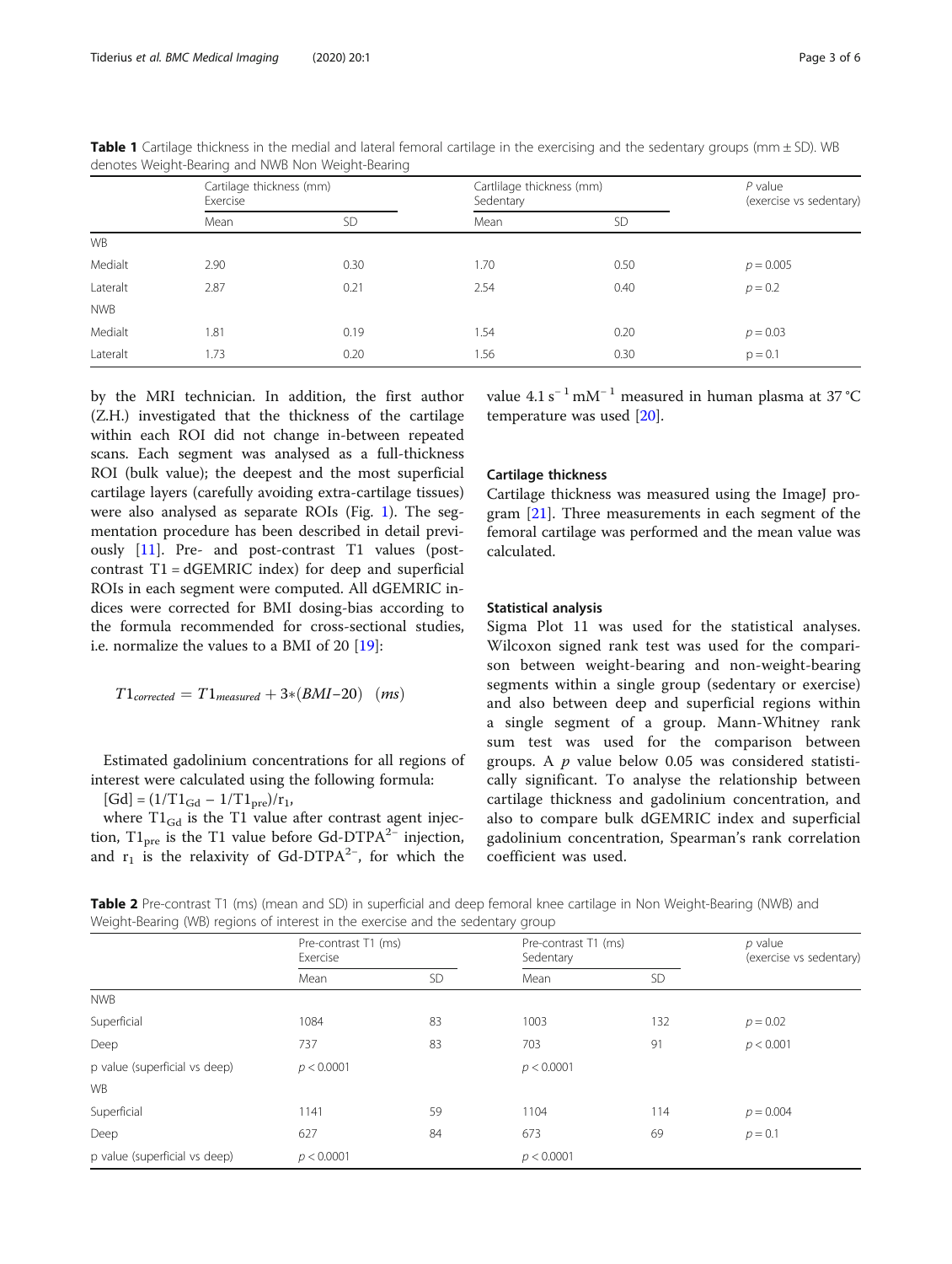**Table 1** Cartilage thickness in the medial and lateral femoral cartilage in the exercising and the sedentary groups (mm ± SD). WB denotes Weight-Bearing and NWB Non Weight-Bearing

| | Cartilage thickness (mm) Exercise | | Cartlilage thickness (mm) Sedentary | | P value (exercise vs sedentary) |
|---|---|---|---|---|---|
| | Mean | SD | Mean | SD | |
| WB | | | | | |
| Medialt | 2.90 | 0.30 | 1.70 | 0.50 | $p = 0.005$ |
| Lateralt | 2.87 | 0.21 | 2.54 | 0.40 | $p = 0.2$ |
| NWB | | | | | |
| Medialt | 1.81 | 0.19 | 1.54 | 0.20 | $p = 0.03$ |
| Lateralt | 1.73 | 0.20 | 1.56 | 0.30 | $p = 0.1$ |

by the MRI technician. In addition, the first author (Z.H.) investigated that the thickness of the cartilage within each ROI did not change in-between repeated scans. Each segment was analysed as a full-thickness ROI (bulk value); the deepest and the most superficial cartilage layers (carefully avoiding extra-cartilage tissues) were also analysed as separate ROIs (Fig. 1). The segmentation procedure has been described in detail previously [11]. Pre- and post-contrast T1 values (post-contrast T1 = dGEMRIC index) for deep and superficial ROIs in each segment were computed. All dGEMRIC indices were corrected for BMI dosing-bias according to the formula recommended for cross-sectional studies, i.e. normalize the values to a BMI of 20 [19]:

$$T1_{corrected} = T1_{measured} + 3*(BMI{-}20) \quad (ms)$$

Estimated gadolinium concentrations for all regions of interest were calculated using the following formula:

$[Gd] = (1/T1_{Gd} - 1/T1_{pre})/r_1$,

where $T1_{Gd}$ is the T1 value after contrast agent injection, $T1_{pre}$ is the T1 value before Gd-DTPA$^{2-}$ injection, and $r_1$ is the relaxivity of Gd-DTPA$^{2-}$, for which the value 4.1 $s^{-1}\,mM^{-1}$ measured in human plasma at 37 °C temperature was used [20].

### Cartilage thickness

Cartilage thickness was measured using the ImageJ program [21]. Three measurements in each segment of the femoral cartilage was performed and the mean value was calculated.

### Statistical analysis

Sigma Plot 11 was used for the statistical analyses. Wilcoxon signed rank test was used for the comparison between weight-bearing and non-weight-bearing segments within a single group (sedentary or exercise) and also between deep and superficial regions within a single segment of a group. Mann-Whitney rank sum test was used for the comparison between groups. A $p$ value below 0.05 was considered statistically significant. To analyse the relationship between cartilage thickness and gadolinium concentration, and also to compare bulk dGEMRIC index and superficial gadolinium concentration, Spearman's rank correlation coefficient was used.

**Table 2** Pre-contrast T1 (ms) (mean and SD) in superficial and deep femoral knee cartilage in Non Weight-Bearing (NWB) and Weight-Bearing (WB) regions of interest in the exercise and the sedentary group

| | Pre-contrast T1 (ms) Exercise | | Pre-contrast T1 (ms) Sedentary | | p value (exercise vs sedentary) |
|---|---|---|---|---|---|
| | Mean | SD | Mean | SD | |
| NWB | | | | | |
| Superficial | 1084 | 83 | 1003 | 132 | $p = 0.02$ |
| Deep | 737 | 83 | 703 | 91 | $p < 0.001$ |
| p value (superficial vs deep) | $p < 0.0001$ | | $p < 0.0001$ | | |
| WB | | | | | |
| Superficial | 1141 | 59 | 1104 | 114 | $p = 0.004$ |
| Deep | 627 | 84 | 673 | 69 | $p = 0.1$ |
| p value (superficial vs deep) | $p < 0.0001$ | | $p < 0.0001$ | | |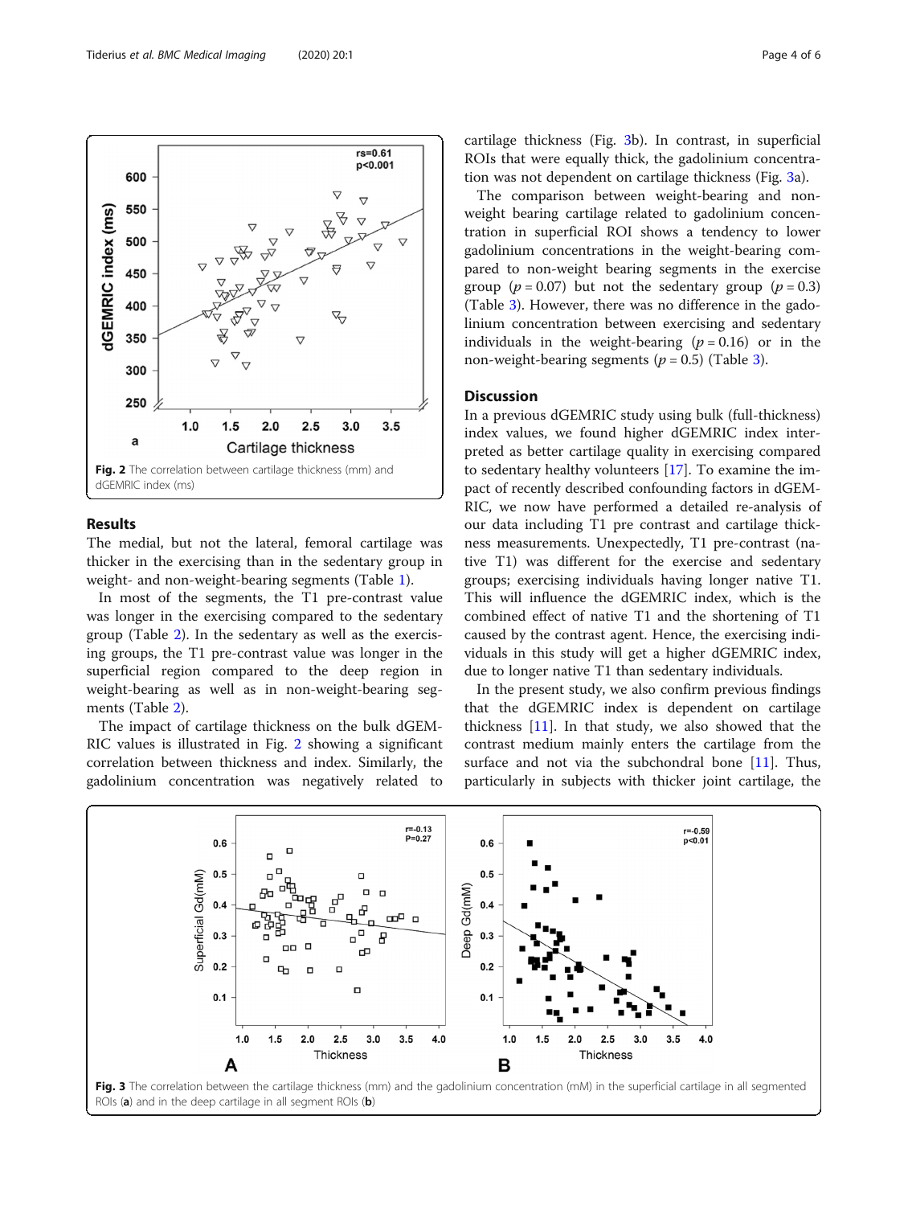Fig. 2 The correlation between cartilage thickness (mm) and dGEMRIC index (ms)

## Results

The medial, but not the lateral, femoral cartilage was thicker in the exercising than in the sedentary group in weight- and non-weight-bearing segments (Table 1).

In most of the segments, the T1 pre-contrast value was longer in the exercising compared to the sedentary group (Table 2). In the sedentary as well as the exercising groups, the T1 pre-contrast value was longer in the superficial region compared to the deep region in weight-bearing as well as in non-weight-bearing segments (Table 2).

The impact of cartilage thickness on the bulk dGEMRIC values is illustrated in Fig. 2 showing a significant correlation between thickness and index. Similarly, the gadolinium concentration was negatively related to cartilage thickness (Fig. 3b). In contrast, in superficial ROIs that were equally thick, the gadolinium concentration was not dependent on cartilage thickness (Fig. 3a).

The comparison between weight-bearing and non-weight bearing cartilage related to gadolinium concentration in superficial ROI shows a tendency to lower gadolinium concentrations in the weight-bearing compared to non-weight bearing segments in the exercise group ($p = 0.07$) but not the sedentary group ($p = 0.3$) (Table 3). However, there was no difference in the gadolinium concentration between exercising and sedentary individuals in the weight-bearing ($p = 0.16$) or in the non-weight-bearing segments ($p = 0.5$) (Table 3).

## Discussion

In a previous dGEMRIC study using bulk (full-thickness) index values, we found higher dGEMRIC index interpreted as better cartilage quality in exercising compared to sedentary healthy volunteers [17]. To examine the impact of recently described confounding factors in dGEMRIC, we now have performed a detailed re-analysis of our data including T1 pre contrast and cartilage thickness measurements. Unexpectedly, T1 pre-contrast (native T1) was different for the exercise and sedentary groups; exercising individuals having longer native T1. This will influence the dGEMRIC index, which is the combined effect of native T1 and the shortening of T1 caused by the contrast agent. Hence, the exercising individuals in this study will get a higher dGEMRIC index, due to longer native T1 than sedentary individuals.

In the present study, we also confirm previous findings that the dGEMRIC index is dependent on cartilage thickness [11]. In that study, we also showed that the contrast medium mainly enters the cartilage from the surface and not via the subchondral bone [11]. Thus, particularly in subjects with thicker joint cartilage, the

Fig. 3 The correlation between the cartilage thickness (mm) and the gadolinium concentration (mM) in the superficial cartilage in all segmented ROIs (**a**) and in the deep cartilage in all segment ROIs (**b**)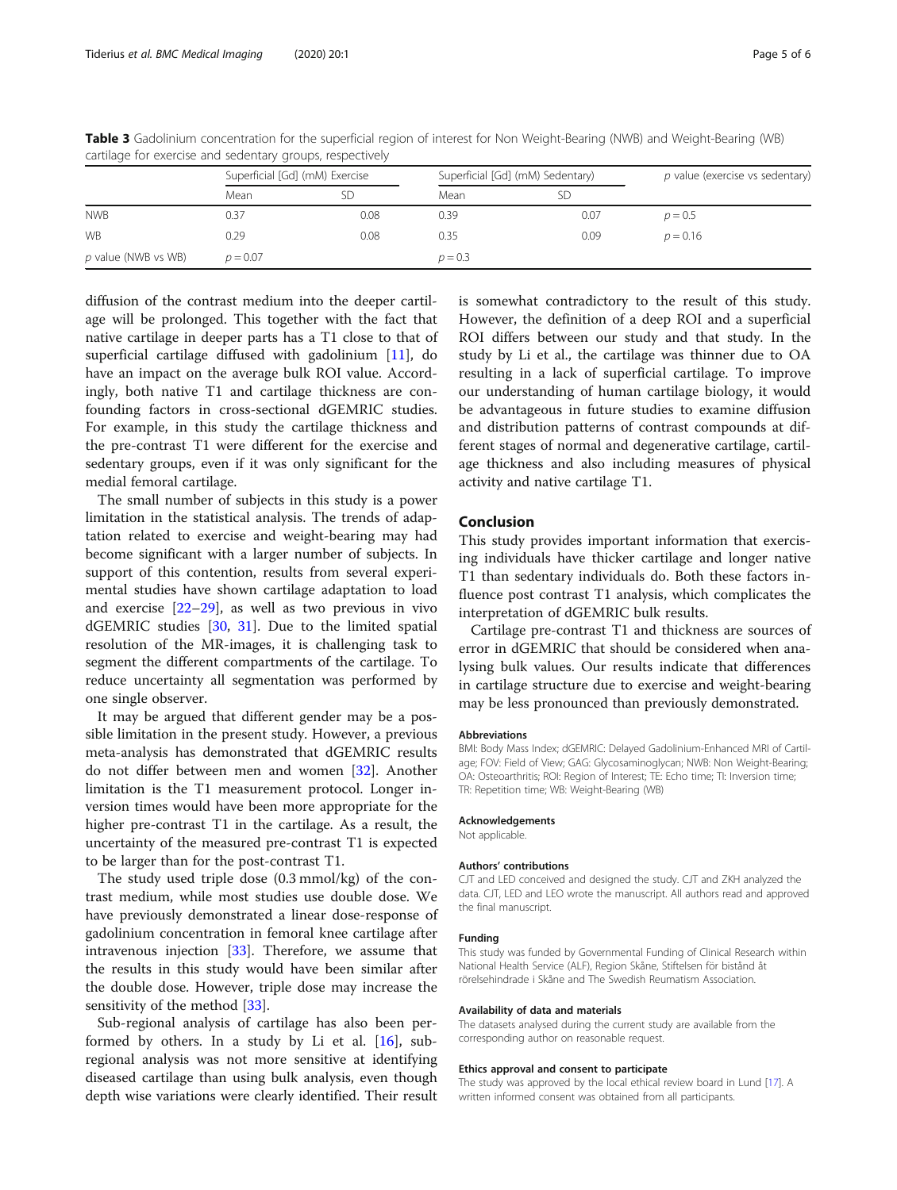**Table 3** Gadolinium concentration for the superficial region of interest for Non Weight-Bearing (NWB) and Weight-Bearing (WB) cartilage for exercise and sedentary groups, respectively

| | Superficial [Gd] (mM) Exercise | | Superficial [Gd] (mM) Sedentary | | *p* value (exercise vs sedentary) |
|---|---|---|---|---|---|
| | Mean | SD | Mean | SD | |
| NWB | 0.37 | 0.08 | 0.39 | 0.07 | $p = 0.5$ |
| WB | 0.29 | 0.08 | 0.35 | 0.09 | $p = 0.16$ |
| *p* value (NWB vs WB) | $p = 0.07$ | | $p = 0.3$ | | |

diffusion of the contrast medium into the deeper cartilage will be prolonged. This together with the fact that native cartilage in deeper parts has a T1 close to that of superficial cartilage diffused with gadolinium [11], do have an impact on the average bulk ROI value. Accordingly, both native T1 and cartilage thickness are confounding factors in cross-sectional dGEMRIC studies. For example, in this study the cartilage thickness and the pre-contrast T1 were different for the exercise and sedentary groups, even if it was only significant for the medial femoral cartilage.

The small number of subjects in this study is a power limitation in the statistical analysis. The trends of adaptation related to exercise and weight-bearing may had become significant with a larger number of subjects. In support of this contention, results from several experimental studies have shown cartilage adaptation to load and exercise [22–29], as well as two previous in vivo dGEMRIC studies [30, 31]. Due to the limited spatial resolution of the MR-images, it is challenging task to segment the different compartments of the cartilage. To reduce uncertainty all segmentation was performed by one single observer.

It may be argued that different gender may be a possible limitation in the present study. However, a previous meta-analysis has demonstrated that dGEMRIC results do not differ between men and women [32]. Another limitation is the T1 measurement protocol. Longer inversion times would have been more appropriate for the higher pre-contrast T1 in the cartilage. As a result, the uncertainty of the measured pre-contrast T1 is expected to be larger than for the post-contrast T1.

The study used triple dose (0.3 mmol/kg) of the contrast medium, while most studies use double dose. We have previously demonstrated a linear dose-response of gadolinium concentration in femoral knee cartilage after intravenous injection [33]. Therefore, we assume that the results in this study would have been similar after the double dose. However, triple dose may increase the sensitivity of the method [33].

Sub-regional analysis of cartilage has also been performed by others. In a study by Li et al. [16], sub-regional analysis was not more sensitive at identifying diseased cartilage than using bulk analysis, even though depth wise variations were clearly identified. Their result is somewhat contradictory to the result of this study. However, the definition of a deep ROI and a superficial ROI differs between our study and that study. In the study by Li et al., the cartilage was thinner due to OA resulting in a lack of superficial cartilage. To improve our understanding of human cartilage biology, it would be advantageous in future studies to examine diffusion and distribution patterns of contrast compounds at different stages of normal and degenerative cartilage, cartilage thickness and also including measures of physical activity and native cartilage T1.

## Conclusion

This study provides important information that exercising individuals have thicker cartilage and longer native T1 than sedentary individuals do. Both these factors influence post contrast T1 analysis, which complicates the interpretation of dGEMRIC bulk results.

Cartilage pre-contrast T1 and thickness are sources of error in dGEMRIC that should be considered when analysing bulk values. Our results indicate that differences in cartilage structure due to exercise and weight-bearing may be less pronounced than previously demonstrated.

#### Abbreviations

BMI: Body Mass Index; dGEMRIC: Delayed Gadolinium-Enhanced MRI of Cartilage; FOV: Field of View; GAG: Glycosaminoglycan; NWB: Non Weight-Bearing; OA: Osteoarthritis; ROI: Region of Interest; TE: Echo time; TI: Inversion time; TR: Repetition time; WB: Weight-Bearing (WB)

#### Acknowledgements

Not applicable.

#### Authors' contributions

CJT and LED conceived and designed the study. CJT and ZKH analyzed the data. CJT, LED and LEO wrote the manuscript. All authors read and approved the final manuscript.

#### Funding

This study was funded by Governmental Funding of Clinical Research within National Health Service (ALF), Region Skåne, Stiftelsen för bistånd åt rörelsehindrade i Skåne and The Swedish Reumatism Association.

#### Availability of data and materials

The datasets analysed during the current study are available from the corresponding author on reasonable request.

#### Ethics approval and consent to participate

The study was approved by the local ethical review board in Lund [17]. A written informed consent was obtained from all participants.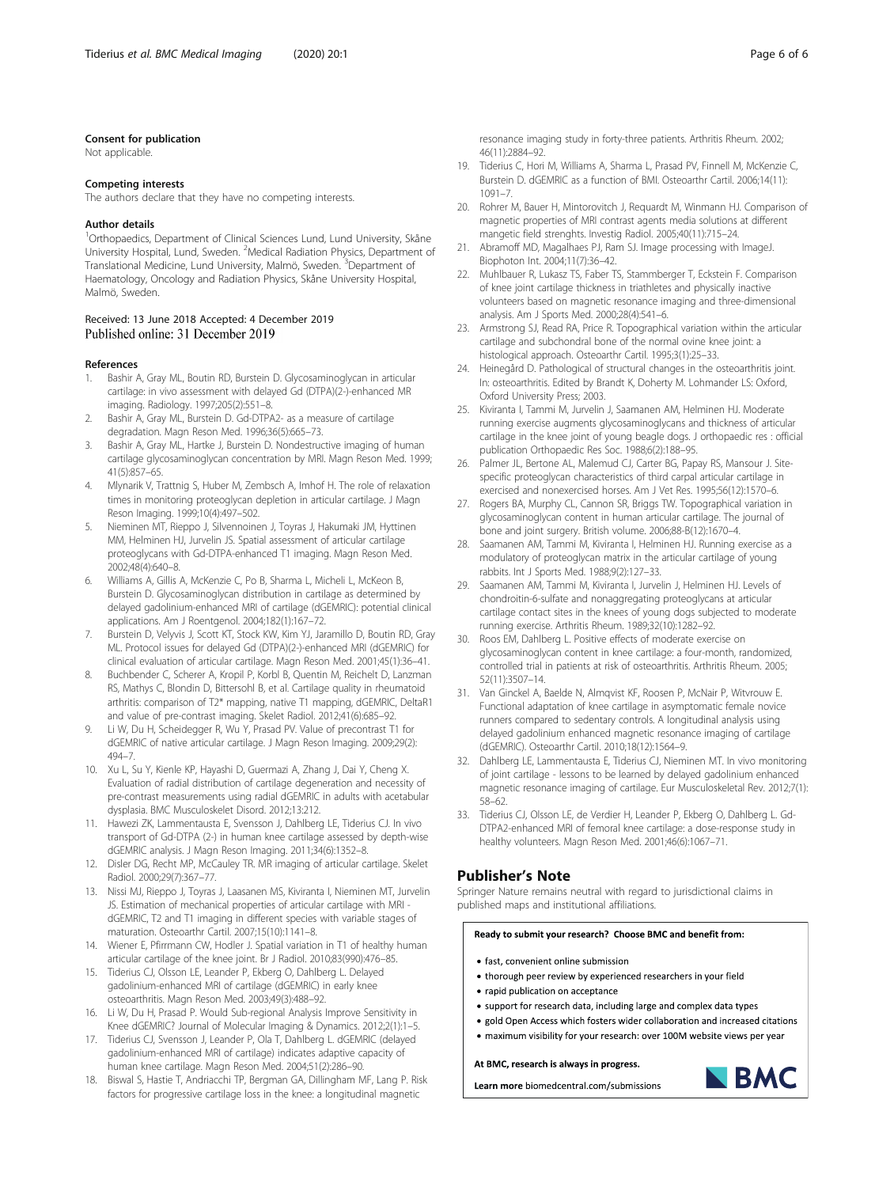#### Consent for publication
Not applicable.

#### Competing interests
The authors declare that they have no competing interests.

#### Author details
[1]Orthopaedics, Department of Clinical Sciences Lund, Lund University, Skåne University Hospital, Lund, Sweden. [2]Medical Radiation Physics, Department of Translational Medicine, Lund University, Malmö, Sweden. [3]Department of Haematology, Oncology and Radiation Physics, Skåne University Hospital, Malmö, Sweden.

Received: 13 June 2018 Accepted: 4 December 2019
Published online: 31 December 2019

#### References
1. Bashir A, Gray ML, Boutin RD, Burstein D. Glycosaminoglycan in articular cartilage: in vivo assessment with delayed Gd (DTPA)(2-)-enhanced MR imaging. Radiology. 1997;205(2):551–8.
2. Bashir A, Gray ML, Burstein D. Gd-DTPA2- as a measure of cartilage degradation. Magn Reson Med. 1996;36(5):665–73.
3. Bashir A, Gray ML, Hartke J, Burstein D. Nondestructive imaging of human cartilage glycosaminoglycan concentration by MRI. Magn Reson Med. 1999; 41(5):857–65.
4. Mlynarik V, Trattnig S, Huber M, Zembsch A, Imhof H. The role of relaxation times in monitoring proteoglycan depletion in articular cartilage. J Magn Reson Imaging. 1999;10(4):497–502.
5. Nieminen MT, Rieppo J, Silvennoinen J, Toyras J, Hakumaki JM, Hyttinen MM, Helminen HJ, Jurvelin JS. Spatial assessment of articular cartilage proteoglycans with Gd-DTPA-enhanced T1 imaging. Magn Reson Med. 2002;48(4):640–8.
6. Williams A, Gillis A, McKenzie C, Po B, Sharma L, Micheli L, McKeon B, Burstein D. Glycosaminoglycan distribution in cartilage as determined by delayed gadolinium-enhanced MRI of cartilage (dGEMRIC): potential clinical applications. Am J Roentgenol. 2004;182(1):167–72.
7. Burstein D, Velyvis J, Scott KT, Stock KW, Kim YJ, Jaramillo D, Boutin RD, Gray ML. Protocol issues for delayed Gd (DTPA)(2-)-enhanced MRI (dGEMRIC) for clinical evaluation of articular cartilage. Magn Reson Med. 2001;45(1):36–41.
8. Buchbender C, Scherer A, Kropil P, Korbl B, Quentin M, Reichelt D, Lanzman RS, Mathys C, Blondin D, Bittersohl B, et al. Cartilage quality in rheumatoid arthritis: comparison of T2* mapping, native T1 mapping, dGEMRIC, DeltaR1 and value of pre-contrast imaging. Skelet Radiol. 2012;41(6):685–92.
9. Li W, Du H, Scheidegger R, Wu Y, Prasad PV. Value of precontrast T1 for dGEMRIC of native articular cartilage. J Magn Reson Imaging. 2009;29(2): 494–7.
10. Xu L, Su Y, Kienle KP, Hayashi D, Guermazi A, Zhang J, Dai Y, Cheng X. Evaluation of radial distribution of cartilage degeneration and necessity of pre-contrast measurements using radial dGEMRIC in adults with acetabular dysplasia. BMC Musculoskelet Disord. 2012;13:212.
11. Hawezi ZK, Lammentausta E, Svensson J, Dahlberg LE, Tiderius CJ. In vivo transport of Gd-DTPA (2-) in human knee cartilage assessed by depth-wise dGEMRIC analysis. J Magn Reson Imaging. 2011;34(6):1352–8.
12. Disler DG, Recht MP, McCauley TR. MR imaging of articular cartilage. Skelet Radiol. 2000;29(7):367–77.
13. Nissi MJ, Rieppo J, Toyras J, Laasanen MS, Kiviranta I, Nieminen MT, Jurvelin JS. Estimation of mechanical properties of articular cartilage with MRI - dGEMRIC, T2 and T1 imaging in different species with variable stages of maturation. Osteoarthr Cartil. 2007;15(10):1141–8.
14. Wiener E, Pfirrmann CW, Hodler J. Spatial variation in T1 of healthy human articular cartilage of the knee joint. Br J Radiol. 2010;83(990):476–85.
15. Tiderius CJ, Olsson LE, Leander P, Ekberg O, Dahlberg L. Delayed gadolinium-enhanced MRI of cartilage (dGEMRIC) in early knee osteoarthritis. Magn Reson Med. 2003;49(3):488–92.
16. Li W, Du H, Prasad P. Would Sub-regional Analysis Improve Sensitivity in Knee dGEMRIC? Journal of Molecular Imaging & Dynamics. 2012;2(1):1–5.
17. Tiderius CJ, Svensson J, Leander P, Ola T, Dahlberg L. dGEMRIC (delayed gadolinium-enhanced MRI of cartilage) indicates adaptive capacity of human knee cartilage. Magn Reson Med. 2004;51(2):286–90.
18. Biswal S, Hastie T, Andriacchi TP, Bergman GA, Dillingham MF, Lang P. Risk factors for progressive cartilage loss in the knee: a longitudinal magnetic resonance imaging study in forty-three patients. Arthritis Rheum. 2002; 46(11):2884–92.
19. Tiderius C, Hori M, Williams A, Sharma L, Prasad PV, Finnell M, McKenzie C, Burstein D. dGEMRIC as a function of BMI. Osteoarthr Cartil. 2006;14(11): 1091–7.
20. Rohrer M, Bauer H, Mintorovitch J, Requardt M, Winmann HJ. Comparison of magnetic properties of MRI contrast agents media solutions at different mangetic field strenghts. Investig Radiol. 2005;40(11):715–24.
21. Abramoff MD, Magalhaes PJ, Ram SJ. Image processing with ImageJ. Biophoton Int. 2004;11(7):36–42.
22. Muhlbauer R, Lukasz TS, Faber TS, Stammberger T, Eckstein F. Comparison of knee joint cartilage thickness in triathletes and physically inactive volunteers based on magnetic resonance imaging and three-dimensional analysis. Am J Sports Med. 2000;28(4):541–6.
23. Armstrong SJ, Read RA, Price R. Topographical variation within the articular cartilage and subchondral bone of the normal ovine knee joint: a histological approach. Osteoarthr Cartil. 1995;3(1):25–33.
24. Heinegård D. Pathological of structural changes in the osteoarthritis joint. In: osteoarthritis. Edited by Brandt K, Doherty M. Lohmander LS: Oxford, Oxford University Press; 2003.
25. Kiviranta I, Tammi M, Jurvelin J, Saamanen AM, Helminen HJ. Moderate running exercise augments glycosaminoglycans and thickness of articular cartilage in the knee joint of young beagle dogs. J orthopaedic res : official publication Orthopaedic Res Soc. 1988;6(2):188–95.
26. Palmer JL, Bertone AL, Malemud CJ, Carter BG, Papay RS, Mansour J. Site-specific proteoglycan characteristics of third carpal articular cartilage in exercised and nonexercised horses. Am J Vet Res. 1995;56(12):1570–6.
27. Rogers BA, Murphy CL, Cannon SR, Briggs TW. Topographical variation in glycosaminoglycan content in human articular cartilage. The journal of bone and joint surgery. British volume. 2006;88-B(12):1670–4.
28. Saamanen AM, Tammi M, Kiviranta I, Helminen HJ. Running exercise as a modulatory of proteoglycan matrix in the articular cartilage of young rabbits. Int J Sports Med. 1988;9(2):127–33.
29. Saamanen AM, Tammi M, Kiviranta I, Jurvelin J, Helminen HJ. Levels of chondroitin-6-sulfate and nonaggregating proteoglycans at articular cartilage contact sites in the knees of young dogs subjected to moderate running exercise. Arthritis Rheum. 1989;32(10):1282–92.
30. Roos EM, Dahlberg L. Positive effects of moderate exercise on glycosaminoglycan content in knee cartilage: a four-month, randomized, controlled trial in patients at risk of osteoarthritis. Arthritis Rheum. 2005; 52(11):3507–14.
31. Van Ginckel A, Baelde N, Almqvist KF, Roosen P, McNair P, Witvrouw E. Functional adaptation of knee cartilage in asymptomatic female novice runners compared to sedentary controls. A longitudinal analysis using delayed gadolinium enhanced magnetic resonance imaging of cartilage (dGEMRIC). Osteoarthr Cartil. 2010;18(12):1564–9.
32. Dahlberg LE, Lammentausta E, Tiderius CJ, Nieminen MT. In vivo monitoring of joint cartilage - lessons to be learned by delayed gadolinium enhanced magnetic resonance imaging of cartilage. Eur Musculoskeletal Rev. 2012;7(1): 58–62.
33. Tiderius CJ, Olsson LE, de Verdier H, Leander P, Ekberg O, Dahlberg L. Gd-DTPA2-enhanced MRI of femoral knee cartilage: a dose-response study in healthy volunteers. Magn Reson Med. 2001;46(6):1067–71.

## Publisher's Note
Springer Nature remains neutral with regard to jurisdictional claims in published maps and institutional affiliations.

**Ready to submit your research? Choose BMC and benefit from:**

- fast, convenient online submission
- thorough peer review by experienced researchers in your field
- rapid publication on acceptance
- support for research data, including large and complex data types
- gold Open Access which fosters wider collaboration and increased citations
- maximum visibility for your research: over 100M website views per year

**At BMC, research is always in progress.**

**Learn more** biomedcentral.com/submissions

BMC